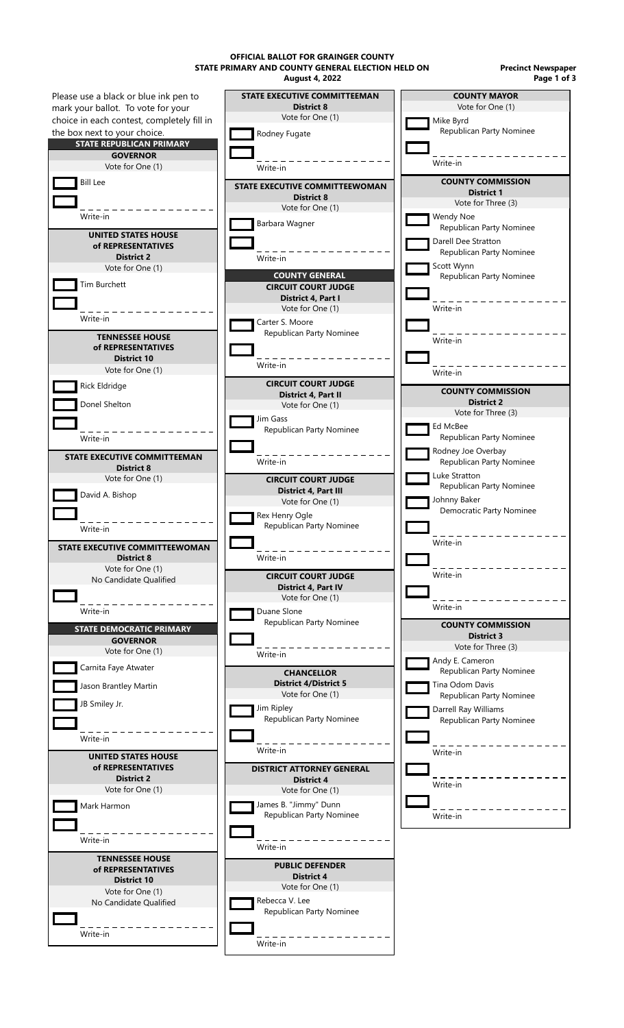**OFFICIAL BALLOT FOR GRAINGER COUNTY**
**STATE PRIMARY AND COUNTY GENERAL ELECTION HELD ON**
**August 4, 2022**

**Precinct Newspaper**

Please use a black or blue ink pen to mark your ballot. To vote for your choice in each contest, completely fill in the box next to your choice.

## STATE REPUBLICAN PRIMARY

### GOVERNOR
Vote for One (1)

- Bill Lee
- Write-in

### UNITED STATES HOUSE of REPRESENTATIVES District 2
Vote for One (1)

- Tim Burchett
- Write-in

### TENNESSEE HOUSE of REPRESENTATIVES District 10
Vote for One (1)

- Rick Eldridge
- Donel Shelton
- Write-in

### STATE EXECUTIVE COMMITTEEMAN District 8
Vote for One (1)

- David A. Bishop
- Write-in

### STATE EXECUTIVE COMMITTEEWOMAN District 8
Vote for One (1)
No Candidate Qualified

- Write-in

## STATE DEMOCRATIC PRIMARY

### GOVERNOR
Vote for One (1)

- Carnita Faye Atwater
- Jason Brantley Martin
- JB Smiley Jr.
- Write-in

### UNITED STATES HOUSE of REPRESENTATIVES District 2
Vote for One (1)

- Mark Harmon
- Write-in

### TENNESSEE HOUSE of REPRESENTATIVES District 10
Vote for One (1)
No Candidate Qualified

- Write-in

### STATE EXECUTIVE COMMITTEEMAN District 8
Vote for One (1)

- Rodney Fugate
- Write-in

### STATE EXECUTIVE COMMITTEEWOMAN District 8
Vote for One (1)

- Barbara Wagner
- Write-in

## COUNTY GENERAL

### CIRCUIT COURT JUDGE District 4, Part I
Vote for One (1)

- Carter S. Moore, Republican Party Nominee
- Write-in

### CIRCUIT COURT JUDGE District 4, Part II
Vote for One (1)

- Jim Gass, Republican Party Nominee
- Write-in

### CIRCUIT COURT JUDGE District 4, Part III
Vote for One (1)

- Rex Henry Ogle, Republican Party Nominee
- Write-in

### CIRCUIT COURT JUDGE District 4, Part IV
Vote for One (1)

- Duane Slone, Republican Party Nominee
- Write-in

### CHANCELLOR District 4/District 5
Vote for One (1)

- Jim Ripley, Republican Party Nominee
- Write-in

### DISTRICT ATTORNEY GENERAL District 4
Vote for One (1)

- James B. "Jimmy" Dunn, Republican Party Nominee
- Write-in

### PUBLIC DEFENDER District 4
Vote for One (1)

- Rebecca V. Lee, Republican Party Nominee
- Write-in

### COUNTY MAYOR
Vote for One (1)

- Mike Byrd, Republican Party Nominee
- Write-in

### COUNTY COMMISSION District 1
Vote for Three (3)

- Wendy Noe, Republican Party Nominee
- Darell Dee Stratton, Republican Party Nominee
- Scott Wynn, Republican Party Nominee
- Write-in
- Write-in
- Write-in

### COUNTY COMMISSION District 2
Vote for Three (3)

- Ed McBee, Republican Party Nominee
- Rodney Joe Overbay, Republican Party Nominee
- Luke Stratton, Republican Party Nominee
- Johnny Baker, Democratic Party Nominee
- Write-in
- Write-in
- Write-in

### COUNTY COMMISSION District 3
Vote for Three (3)

- Andy E. Cameron, Republican Party Nominee
- Tina Odom Davis, Republican Party Nominee
- Darrell Ray Williams, Republican Party Nominee
- Write-in
- Write-in
- Write-in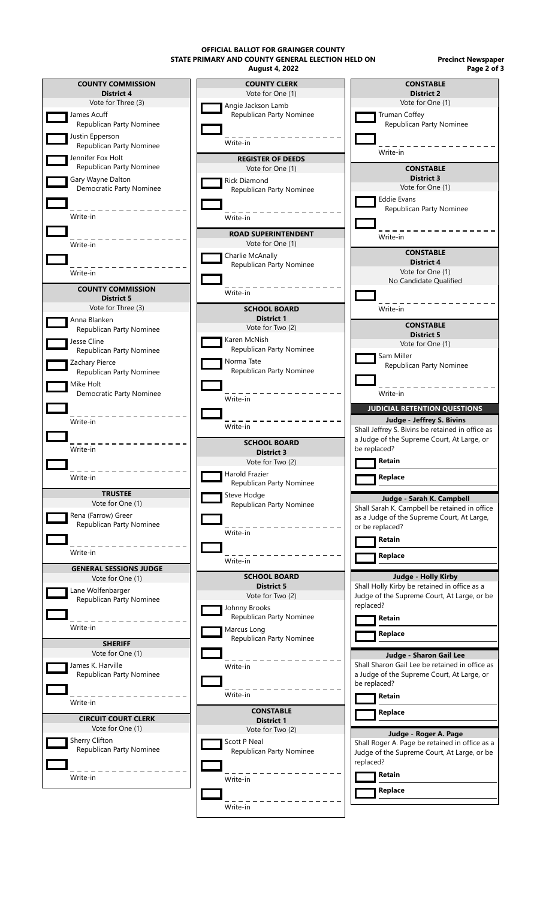**OFFICIAL BALLOT FOR GRAINGER COUNTY**
**STATE PRIMARY AND COUNTY GENERAL ELECTION HELD ON**
**August 4, 2022**

**Precinct Newspaper**

### COUNTY COMMISSION
**District 4**
Vote for Three (3)

- James Acuff — Republican Party Nominee
- Justin Epperson — Republican Party Nominee
- Jennifer Fox Holt — Republican Party Nominee
- Gary Wayne Dalton — Democratic Party Nominee
- Write-in
- Write-in
- Write-in

### COUNTY COMMISSION
**District 5**
Vote for Three (3)

- Anna Blanken — Republican Party Nominee
- Jesse Cline — Republican Party Nominee
- Zachary Pierce — Republican Party Nominee
- Mike Holt — Democratic Party Nominee
- Write-in
- Write-in
- Write-in

### TRUSTEE
Vote for One (1)

- Rena (Farrow) Greer — Republican Party Nominee
- Write-in

### GENERAL SESSIONS JUDGE
Vote for One (1)

- Lane Wolfenbarger — Republican Party Nominee
- Write-in

### SHERIFF
Vote for One (1)

- James K. Harville — Republican Party Nominee
- Write-in

### CIRCUIT COURT CLERK
Vote for One (1)

- Sherry Clifton — Republican Party Nominee
- Write-in

### COUNTY CLERK
Vote for One (1)

- Angie Jackson Lamb — Republican Party Nominee
- Write-in

### REGISTER OF DEEDS
Vote for One (1)

- Rick Diamond — Republican Party Nominee
- Write-in

### ROAD SUPERINTENDENT
Vote for One (1)

- Charlie McAnally — Republican Party Nominee
- Write-in

### SCHOOL BOARD
**District 1**
Vote for Two (2)

- Karen McNish — Republican Party Nominee
- Norma Tate — Republican Party Nominee
- Write-in
- Write-in

### SCHOOL BOARD
**District 3**
Vote for Two (2)

- Harold Frazier — Republican Party Nominee
- Steve Hodge — Republican Party Nominee
- Write-in
- Write-in

### SCHOOL BOARD
**District 5**
Vote for Two (2)

- Johnny Brooks — Republican Party Nominee
- Marcus Long — Republican Party Nominee
- Write-in
- Write-in

### CONSTABLE
**District 1**
Vote for Two (2)

- Scott P Neal — Republican Party Nominee
- Write-in
- Write-in

### CONSTABLE
**District 2**
Vote for One (1)

- Truman Coffey — Republican Party Nominee
- Write-in

### CONSTABLE
**District 3**
Vote for One (1)

- Eddie Evans — Republican Party Nominee
- Write-in

### CONSTABLE
**District 4**
Vote for One (1)
No Candidate Qualified

- Write-in

### CONSTABLE
**District 5**
Vote for One (1)

- Sam Miller — Republican Party Nominee
- Write-in

### JUDICIAL RETENTION QUESTIONS

**Judge - Jeffrey S. Bivins**
Shall Jeffrey S. Bivins be retained in office as a Judge of the Supreme Court, At Large, or be replaced?

- **Retain**
- **Replace**

**Judge - Sarah K. Campbell**
Shall Sarah K. Campbell be retained in office as a Judge of the Supreme Court, At Large, or be replaced?

- **Retain**
- **Replace**

**Judge - Holly Kirby**
Shall Holly Kirby be retained in office as a Judge of the Supreme Court, At Large, or be replaced?

- **Retain**
- **Replace**

**Judge - Sharon Gail Lee**
Shall Sharon Gail Lee be retained in office as a Judge of the Supreme Court, At Large, or be replaced?

- **Retain**
- **Replace**

**Judge - Roger A. Page**
Shall Roger A. Page be retained in office as a Judge of the Supreme Court, At Large, or be replaced?

- **Retain**
- **Replace**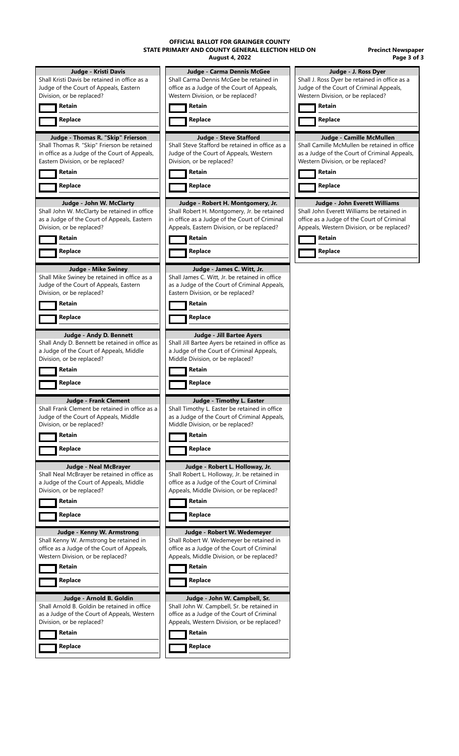**OFFICIAL BALLOT FOR GRAINGER COUNTY**
**STATE PRIMARY AND COUNTY GENERAL ELECTION HELD ON**
**August 4, 2022**

**Precinct Newspaper**

### Judge - Kristi Davis
Shall Kristi Davis be retained in office as a Judge of the Court of Appeals, Eastern Division, or be replaced?

- [ ] **Retain**
- [ ] **Replace**

### Judge - Thomas R. "Skip" Frierson
Shall Thomas R. "Skip" Frierson be retained in office as a Judge of the Court of Appeals, Eastern Division, or be replaced?

- [ ] **Retain**
- [ ] **Replace**

### Judge - John W. McClarty
Shall John W. McClarty be retained in office as a Judge of the Court of Appeals, Eastern Division, or be replaced?

- [ ] **Retain**
- [ ] **Replace**

### Judge - Mike Swiney
Shall Mike Swiney be retained in office as a Judge of the Court of Appeals, Eastern Division, or be replaced?

- [ ] **Retain**
- [ ] **Replace**

### Judge - Andy D. Bennett
Shall Andy D. Bennett be retained in office as a Judge of the Court of Appeals, Middle Division, or be replaced?

- [ ] **Retain**
- [ ] **Replace**

### Judge - Frank Clement
Shall Frank Clement be retained in office as a Judge of the Court of Appeals, Middle Division, or be replaced?

- [ ] **Retain**
- [ ] **Replace**

### Judge - Neal McBrayer
Shall Neal McBrayer be retained in office as a Judge of the Court of Appeals, Middle Division, or be replaced?

- [ ] **Retain**
- [ ] **Replace**

### Judge - Kenny W. Armstrong
Shall Kenny W. Armstrong be retained in office as a Judge of the Court of Appeals, Western Division, or be replaced?

- [ ] **Retain**
- [ ] **Replace**

### Judge - Arnold B. Goldin
Shall Arnold B. Goldin be retained in office as a Judge of the Court of Appeals, Western Division, or be replaced?

- [ ] **Retain**
- [ ] **Replace**

### Judge - Carma Dennis McGee
Shall Carma Dennis McGee be retained in office as a Judge of the Court of Appeals, Western Division, or be replaced?

- [ ] **Retain**
- [ ] **Replace**

### Judge - Steve Stafford
Shall Steve Stafford be retained in office as a Judge of the Court of Appeals, Western Division, or be replaced?

- [ ] **Retain**
- [ ] **Replace**

### Judge - Robert H. Montgomery, Jr.
Shall Robert H. Montgomery, Jr. be retained in office as a Judge of the Court of Criminal Appeals, Eastern Division, or be replaced?

- [ ] **Retain**
- [ ] **Replace**

### Judge - James C. Witt, Jr.
Shall James C. Witt, Jr. be retained in office as a Judge of the Court of Criminal Appeals, Eastern Division, or be replaced?

- [ ] **Retain**
- [ ] **Replace**

### Judge - Jill Bartee Ayers
Shall Jill Bartee Ayers be retained in office as a Judge of the Court of Criminal Appeals, Middle Division, or be replaced?

- [ ] **Retain**
- [ ] **Replace**

### Judge - Timothy L. Easter
Shall Timothy L. Easter be retained in office as a Judge of the Court of Criminal Appeals, Middle Division, or be replaced?

- [ ] **Retain**
- [ ] **Replace**

### Judge - Robert L. Holloway, Jr.
Shall Robert L. Holloway, Jr. be retained in office as a Judge of the Court of Criminal Appeals, Middle Division, or be replaced?

- [ ] **Retain**
- [ ] **Replace**

### Judge - Robert W. Wedemeyer
Shall Robert W. Wedemeyer be retained in office as a Judge of the Court of Criminal Appeals, Middle Division, or be replaced?

- [ ] **Retain**
- [ ] **Replace**

### Judge - John W. Campbell, Sr.
Shall John W. Campbell, Sr. be retained in office as a Judge of the Court of Criminal Appeals, Western Division, or be replaced?

- [ ] **Retain**
- [ ] **Replace**

### Judge - J. Ross Dyer
Shall J. Ross Dyer be retained in office as a Judge of the Court of Criminal Appeals, Western Division, or be replaced?

- [ ] **Retain**
- [ ] **Replace**

### Judge - Camille McMullen
Shall Camille McMullen be retained in office as a Judge of the Court of Criminal Appeals, Western Division, or be replaced?

- [ ] **Retain**
- [ ] **Replace**

### Judge - John Everett Williams
Shall John Everett Williams be retained in office as a Judge of the Court of Criminal Appeals, Western Division, or be replaced?

- [ ] **Retain**
- [ ] **Replace**